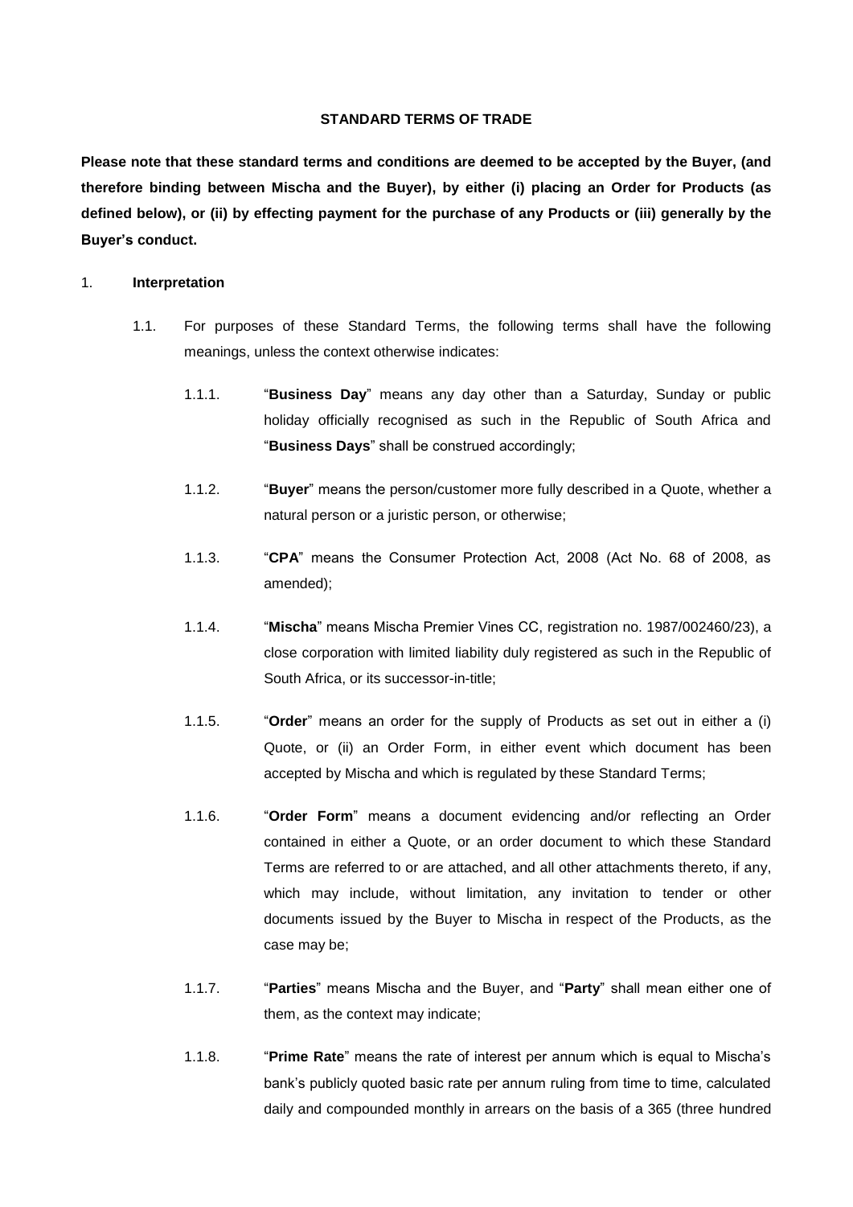# STANDARD TERMS OF TRADE

**Please note that these standard terms and conditions are deemed to be accepted by the Buyer, (and therefore binding between Mischa and the Buyer), by either (i) placing an Order for Products (as defined below), or (ii) by effecting payment for the purchase of any Products or (iii) generally by the Buyer's conduct.**

1. **Interpretation**

   1.1. For purposes of these Standard Terms, the following terms shall have the following meanings, unless the context otherwise indicates:

   1.1.1. "**Business Day**" means any day other than a Saturday, Sunday or public holiday officially recognised as such in the Republic of South Africa and "**Business Days**" shall be construed accordingly;

   1.1.2. "**Buyer**" means the person/customer more fully described in a Quote, whether a natural person or a juristic person, or otherwise;

   1.1.3. "**CPA**" means the Consumer Protection Act, 2008 (Act No. 68 of 2008, as amended);

   1.1.4. "**Mischa**" means Mischa Premier Vines CC, registration no. 1987/002460/23), a close corporation with limited liability duly registered as such in the Republic of South Africa, or its successor-in-title;

   1.1.5. "**Order**" means an order for the supply of Products as set out in either a (i) Quote, or (ii) an Order Form, in either event which document has been accepted by Mischa and which is regulated by these Standard Terms;

   1.1.6. "**Order Form**" means a document evidencing and/or reflecting an Order contained in either a Quote, or an order document to which these Standard Terms are referred to or are attached, and all other attachments thereto, if any, which may include, without limitation, any invitation to tender or other documents issued by the Buyer to Mischa in respect of the Products, as the case may be;

   1.1.7. "**Parties**" means Mischa and the Buyer, and "**Party**" shall mean either one of them, as the context may indicate;

   1.1.8. "**Prime Rate**" means the rate of interest per annum which is equal to Mischa's bank's publicly quoted basic rate per annum ruling from time to time, calculated daily and compounded monthly in arrears on the basis of a 365 (three hundred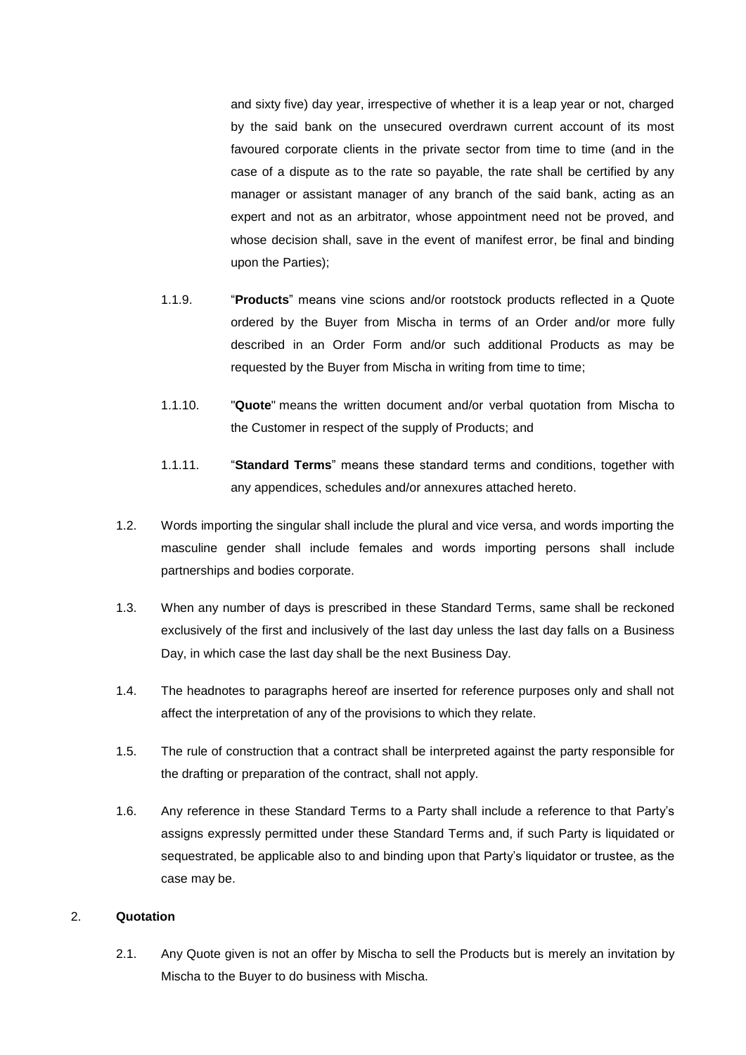and sixty five) day year, irrespective of whether it is a leap year or not, charged by the said bank on the unsecured overdrawn current account of its most favoured corporate clients in the private sector from time to time (and in the case of a dispute as to the rate so payable, the rate shall be certified by any manager or assistant manager of any branch of the said bank, acting as an expert and not as an arbitrator, whose appointment need not be proved, and whose decision shall, save in the event of manifest error, be final and binding upon the Parties);

1.1.9. "**Products**" means vine scions and/or rootstock products reflected in a Quote ordered by the Buyer from Mischa in terms of an Order and/or more fully described in an Order Form and/or such additional Products as may be requested by the Buyer from Mischa in writing from time to time;

1.1.10. "**Quote**" means the written document and/or verbal quotation from Mischa to the Customer in respect of the supply of Products; and

1.1.11. "**Standard Terms**" means these standard terms and conditions, together with any appendices, schedules and/or annexures attached hereto.

1.2. Words importing the singular shall include the plural and vice versa, and words importing the masculine gender shall include females and words importing persons shall include partnerships and bodies corporate.

1.3. When any number of days is prescribed in these Standard Terms, same shall be reckoned exclusively of the first and inclusively of the last day unless the last day falls on a Business Day, in which case the last day shall be the next Business Day.

1.4. The headnotes to paragraphs hereof are inserted for reference purposes only and shall not affect the interpretation of any of the provisions to which they relate.

1.5. The rule of construction that a contract shall be interpreted against the party responsible for the drafting or preparation of the contract, shall not apply.

1.6. Any reference in these Standard Terms to a Party shall include a reference to that Party's assigns expressly permitted under these Standard Terms and, if such Party is liquidated or sequestrated, be applicable also to and binding upon that Party's liquidator or trustee, as the case may be.

## 2. Quotation

2.1. Any Quote given is not an offer by Mischa to sell the Products but is merely an invitation by Mischa to the Buyer to do business with Mischa.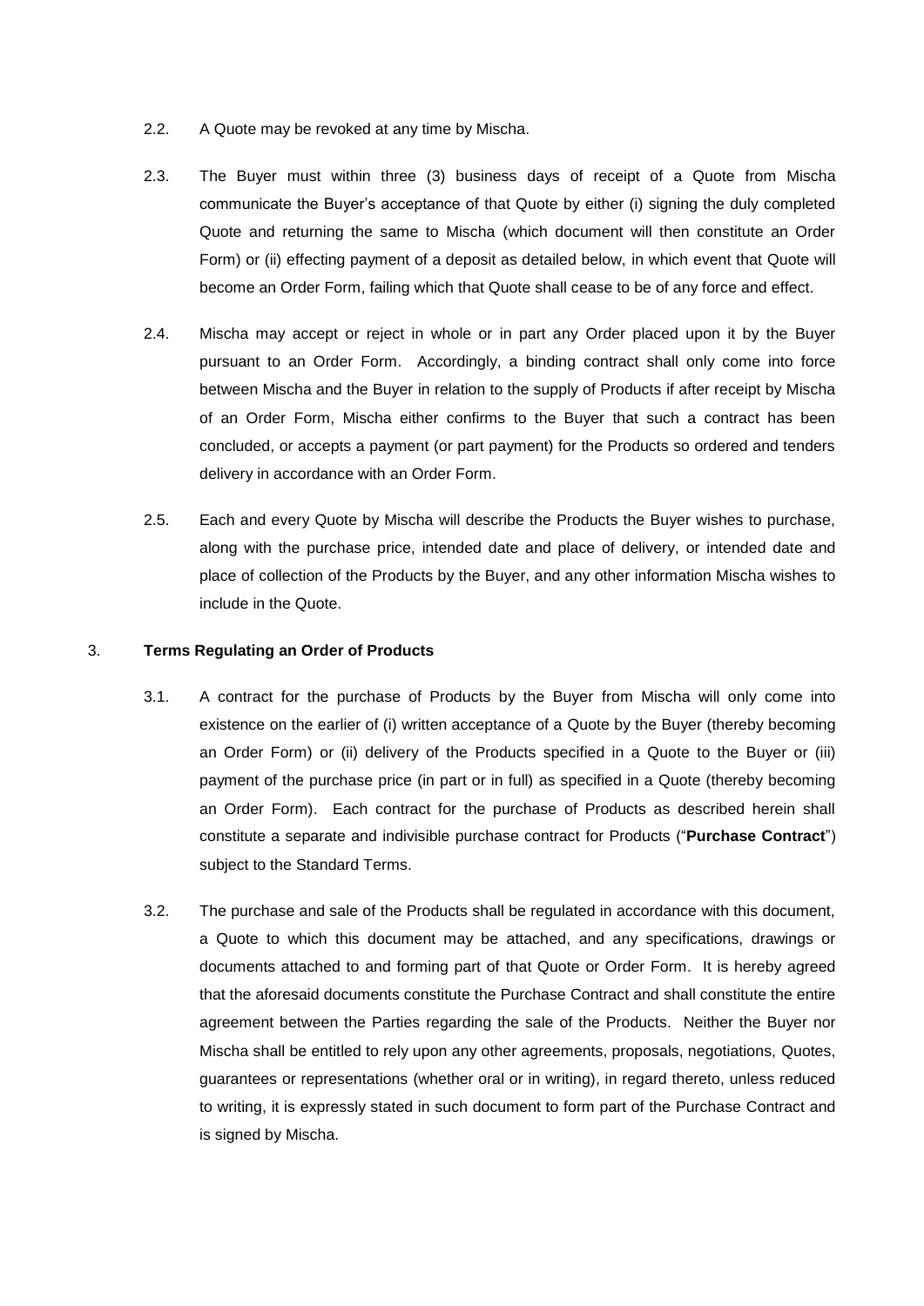2.2. A Quote may be revoked at any time by Mischa.

2.3. The Buyer must within three (3) business days of receipt of a Quote from Mischa communicate the Buyer's acceptance of that Quote by either (i) signing the duly completed Quote and returning the same to Mischa (which document will then constitute an Order Form) or (ii) effecting payment of a deposit as detailed below, in which event that Quote will become an Order Form, failing which that Quote shall cease to be of any force and effect.

2.4. Mischa may accept or reject in whole or in part any Order placed upon it by the Buyer pursuant to an Order Form. Accordingly, a binding contract shall only come into force between Mischa and the Buyer in relation to the supply of Products if after receipt by Mischa of an Order Form, Mischa either confirms to the Buyer that such a contract has been concluded, or accepts a payment (or part payment) for the Products so ordered and tenders delivery in accordance with an Order Form.

2.5. Each and every Quote by Mischa will describe the Products the Buyer wishes to purchase, along with the purchase price, intended date and place of delivery, or intended date and place of collection of the Products by the Buyer, and any other information Mischa wishes to include in the Quote.

## 3. Terms Regulating an Order of Products

3.1. A contract for the purchase of Products by the Buyer from Mischa will only come into existence on the earlier of (i) written acceptance of a Quote by the Buyer (thereby becoming an Order Form) or (ii) delivery of the Products specified in a Quote to the Buyer or (iii) payment of the purchase price (in part or in full) as specified in a Quote (thereby becoming an Order Form). Each contract for the purchase of Products as described herein shall constitute a separate and indivisible purchase contract for Products ("**Purchase Contract**") subject to the Standard Terms.

3.2. The purchase and sale of the Products shall be regulated in accordance with this document, a Quote to which this document may be attached, and any specifications, drawings or documents attached to and forming part of that Quote or Order Form. It is hereby agreed that the aforesaid documents constitute the Purchase Contract and shall constitute the entire agreement between the Parties regarding the sale of the Products. Neither the Buyer nor Mischa shall be entitled to rely upon any other agreements, proposals, negotiations, Quotes, guarantees or representations (whether oral or in writing), in regard thereto, unless reduced to writing, it is expressly stated in such document to form part of the Purchase Contract and is signed by Mischa.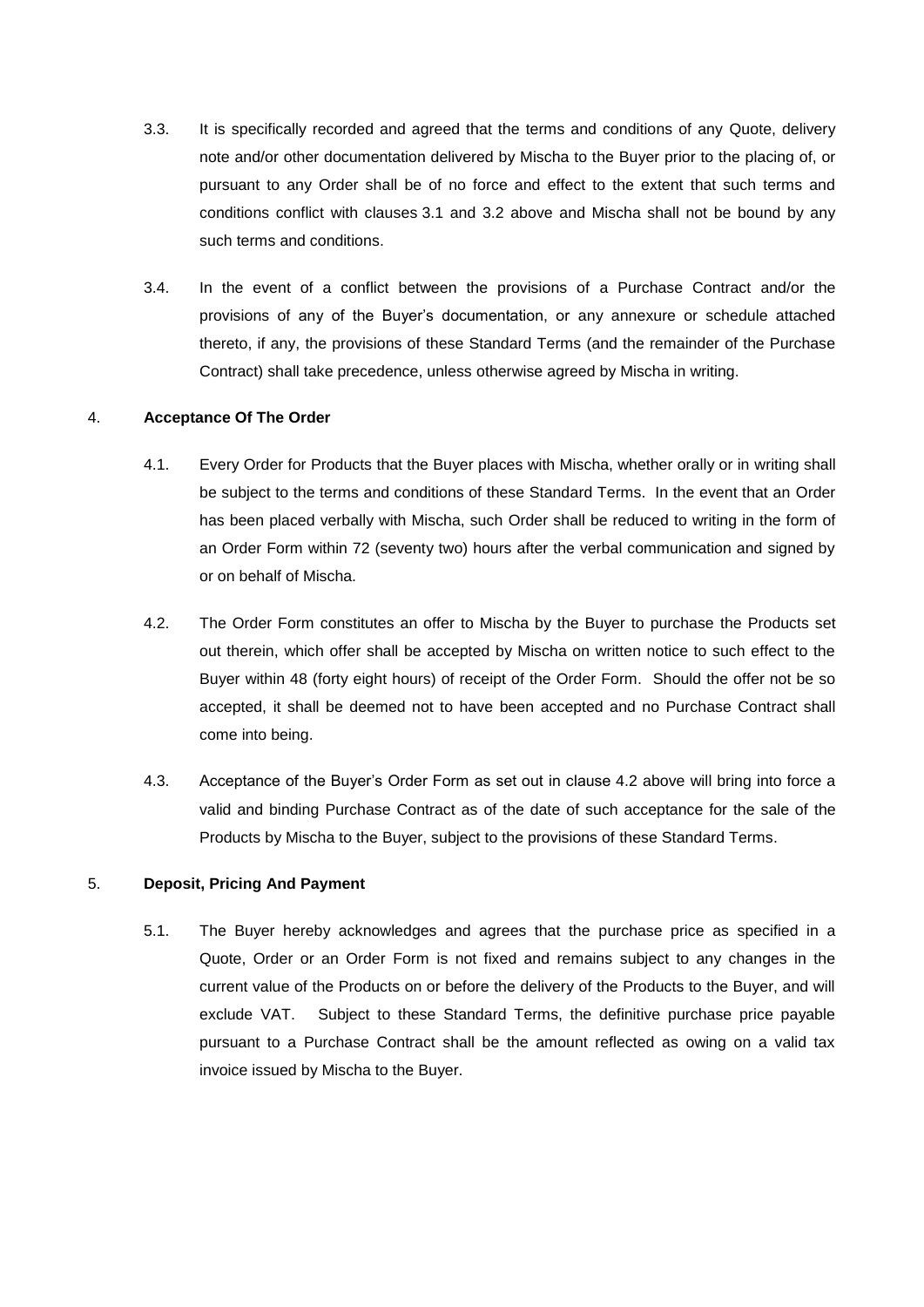3.3. It is specifically recorded and agreed that the terms and conditions of any Quote, delivery note and/or other documentation delivered by Mischa to the Buyer prior to the placing of, or pursuant to any Order shall be of no force and effect to the extent that such terms and conditions conflict with clauses 3.1 and 3.2 above and Mischa shall not be bound by any such terms and conditions.

3.4. In the event of a conflict between the provisions of a Purchase Contract and/or the provisions of any of the Buyer's documentation, or any annexure or schedule attached thereto, if any, the provisions of these Standard Terms (and the remainder of the Purchase Contract) shall take precedence, unless otherwise agreed by Mischa in writing.

4. **Acceptance Of The Order**

4.1. Every Order for Products that the Buyer places with Mischa, whether orally or in writing shall be subject to the terms and conditions of these Standard Terms. In the event that an Order has been placed verbally with Mischa, such Order shall be reduced to writing in the form of an Order Form within 72 (seventy two) hours after the verbal communication and signed by or on behalf of Mischa.

4.2. The Order Form constitutes an offer to Mischa by the Buyer to purchase the Products set out therein, which offer shall be accepted by Mischa on written notice to such effect to the Buyer within 48 (forty eight hours) of receipt of the Order Form. Should the offer not be so accepted, it shall be deemed not to have been accepted and no Purchase Contract shall come into being.

4.3. Acceptance of the Buyer's Order Form as set out in clause 4.2 above will bring into force a valid and binding Purchase Contract as of the date of such acceptance for the sale of the Products by Mischa to the Buyer, subject to the provisions of these Standard Terms.

5. **Deposit, Pricing And Payment**

5.1. The Buyer hereby acknowledges and agrees that the purchase price as specified in a Quote, Order or an Order Form is not fixed and remains subject to any changes in the current value of the Products on or before the delivery of the Products to the Buyer, and will exclude VAT. Subject to these Standard Terms, the definitive purchase price payable pursuant to a Purchase Contract shall be the amount reflected as owing on a valid tax invoice issued by Mischa to the Buyer.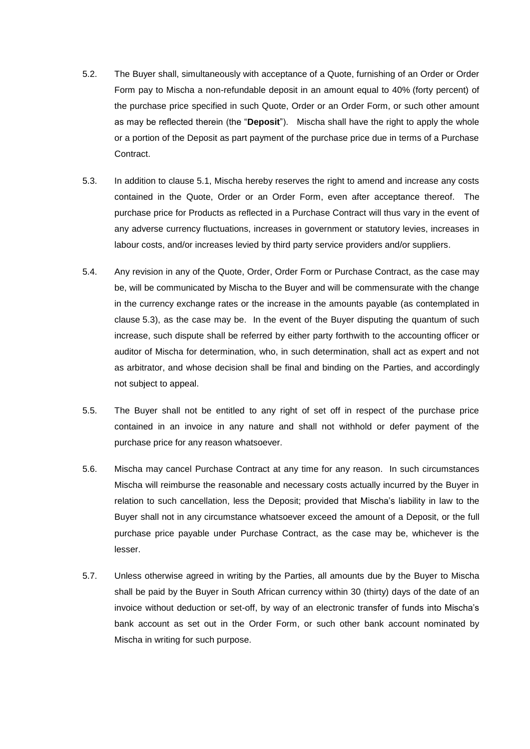5.2. The Buyer shall, simultaneously with acceptance of a Quote, furnishing of an Order or Order Form pay to Mischa a non-refundable deposit in an amount equal to 40% (forty percent) of the purchase price specified in such Quote, Order or an Order Form, or such other amount as may be reflected therein (the "**Deposit**"). Mischa shall have the right to apply the whole or a portion of the Deposit as part payment of the purchase price due in terms of a Purchase Contract.

5.3. In addition to clause 5.1, Mischa hereby reserves the right to amend and increase any costs contained in the Quote, Order or an Order Form, even after acceptance thereof. The purchase price for Products as reflected in a Purchase Contract will thus vary in the event of any adverse currency fluctuations, increases in government or statutory levies, increases in labour costs, and/or increases levied by third party service providers and/or suppliers.

5.4. Any revision in any of the Quote, Order, Order Form or Purchase Contract, as the case may be, will be communicated by Mischa to the Buyer and will be commensurate with the change in the currency exchange rates or the increase in the amounts payable (as contemplated in clause 5.3), as the case may be. In the event of the Buyer disputing the quantum of such increase, such dispute shall be referred by either party forthwith to the accounting officer or auditor of Mischa for determination, who, in such determination, shall act as expert and not as arbitrator, and whose decision shall be final and binding on the Parties, and accordingly not subject to appeal.

5.5. The Buyer shall not be entitled to any right of set off in respect of the purchase price contained in an invoice in any nature and shall not withhold or defer payment of the purchase price for any reason whatsoever.

5.6. Mischa may cancel Purchase Contract at any time for any reason. In such circumstances Mischa will reimburse the reasonable and necessary costs actually incurred by the Buyer in relation to such cancellation, less the Deposit; provided that Mischa's liability in law to the Buyer shall not in any circumstance whatsoever exceed the amount of a Deposit, or the full purchase price payable under Purchase Contract, as the case may be, whichever is the lesser.

5.7. Unless otherwise agreed in writing by the Parties, all amounts due by the Buyer to Mischa shall be paid by the Buyer in South African currency within 30 (thirty) days of the date of an invoice without deduction or set-off, by way of an electronic transfer of funds into Mischa's bank account as set out in the Order Form, or such other bank account nominated by Mischa in writing for such purpose.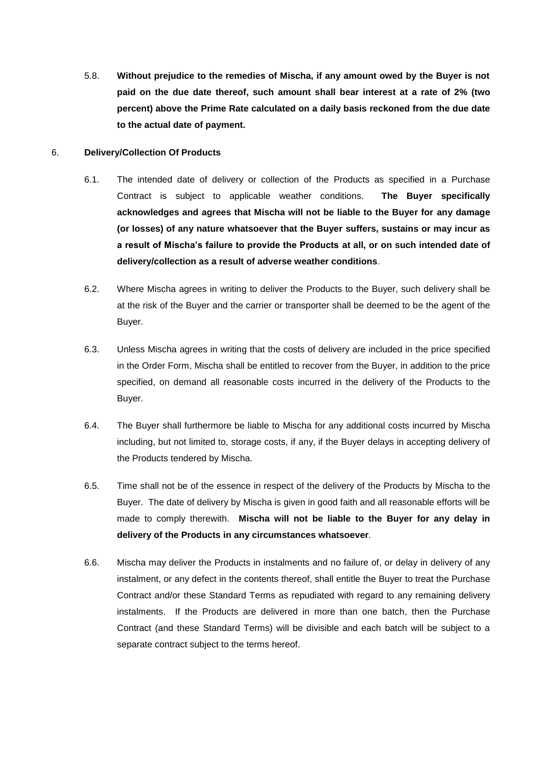5.8. **Without prejudice to the remedies of Mischa, if any amount owed by the Buyer is not paid on the due date thereof, such amount shall bear interest at a rate of 2% (two percent) above the Prime Rate calculated on a daily basis reckoned from the due date to the actual date of payment.**

6. **Delivery/Collection Of Products**

6.1. The intended date of delivery or collection of the Products as specified in a Purchase Contract is subject to applicable weather conditions. **The Buyer specifically acknowledges and agrees that Mischa will not be liable to the Buyer for any damage (or losses) of any nature whatsoever that the Buyer suffers, sustains or may incur as a result of Mischa's failure to provide the Products at all, or on such intended date of delivery/collection as a result of adverse weather conditions**.

6.2. Where Mischa agrees in writing to deliver the Products to the Buyer, such delivery shall be at the risk of the Buyer and the carrier or transporter shall be deemed to be the agent of the Buyer.

6.3. Unless Mischa agrees in writing that the costs of delivery are included in the price specified in the Order Form, Mischa shall be entitled to recover from the Buyer, in addition to the price specified, on demand all reasonable costs incurred in the delivery of the Products to the Buyer.

6.4. The Buyer shall furthermore be liable to Mischa for any additional costs incurred by Mischa including, but not limited to, storage costs, if any, if the Buyer delays in accepting delivery of the Products tendered by Mischa.

6.5. Time shall not be of the essence in respect of the delivery of the Products by Mischa to the Buyer. The date of delivery by Mischa is given in good faith and all reasonable efforts will be made to comply therewith. **Mischa will not be liable to the Buyer for any delay in delivery of the Products in any circumstances whatsoever**.

6.6. Mischa may deliver the Products in instalments and no failure of, or delay in delivery of any instalment, or any defect in the contents thereof, shall entitle the Buyer to treat the Purchase Contract and/or these Standard Terms as repudiated with regard to any remaining delivery instalments. If the Products are delivered in more than one batch, then the Purchase Contract (and these Standard Terms) will be divisible and each batch will be subject to a separate contract subject to the terms hereof.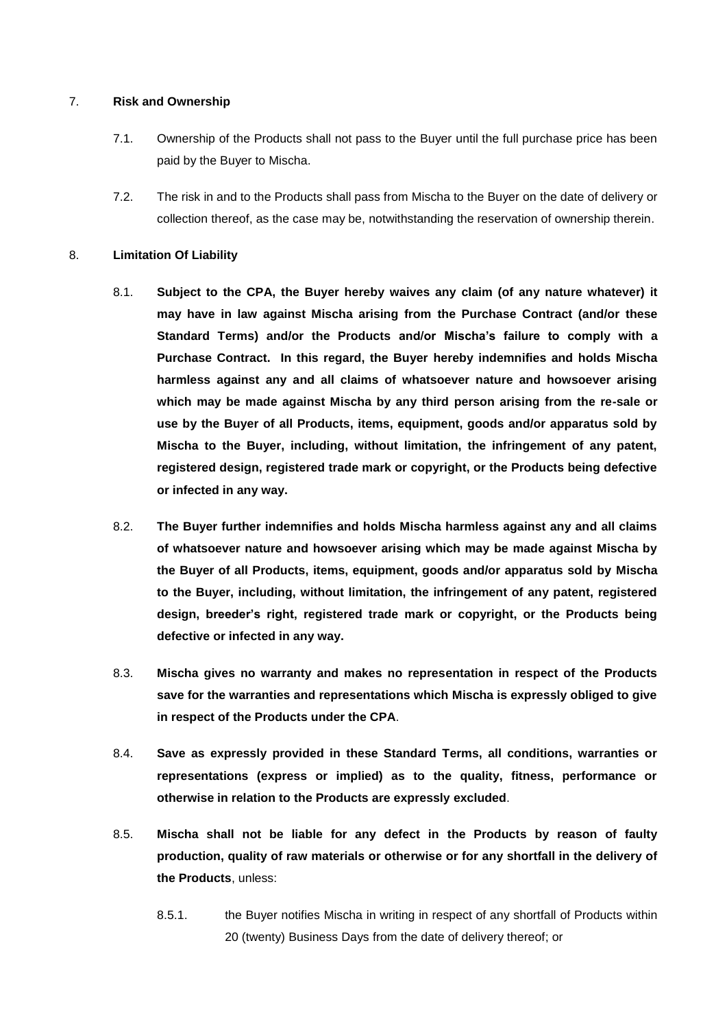7. **Risk and Ownership**

   7.1. Ownership of the Products shall not pass to the Buyer until the full purchase price has been paid by the Buyer to Mischa.

   7.2. The risk in and to the Products shall pass from Mischa to the Buyer on the date of delivery or collection thereof, as the case may be, notwithstanding the reservation of ownership therein.

8. **Limitation Of Liability**

   8.1. **Subject to the CPA, the Buyer hereby waives any claim (of any nature whatever) it may have in law against Mischa arising from the Purchase Contract (and/or these Standard Terms) and/or the Products and/or Mischa's failure to comply with a Purchase Contract. In this regard, the Buyer hereby indemnifies and holds Mischa harmless against any and all claims of whatsoever nature and howsoever arising which may be made against Mischa by any third person arising from the re-sale or use by the Buyer of all Products, items, equipment, goods and/or apparatus sold by Mischa to the Buyer, including, without limitation, the infringement of any patent, registered design, registered trade mark or copyright, or the Products being defective or infected in any way.**

   8.2. **The Buyer further indemnifies and holds Mischa harmless against any and all claims of whatsoever nature and howsoever arising which may be made against Mischa by the Buyer of all Products, items, equipment, goods and/or apparatus sold by Mischa to the Buyer, including, without limitation, the infringement of any patent, registered design, breeder's right, registered trade mark or copyright, or the Products being defective or infected in any way.**

   8.3. **Mischa gives no warranty and makes no representation in respect of the Products save for the warranties and representations which Mischa is expressly obliged to give in respect of the Products under the CPA**.

   8.4. **Save as expressly provided in these Standard Terms, all conditions, warranties or representations (express or implied) as to the quality, fitness, performance or otherwise in relation to the Products are expressly excluded**.

   8.5. **Mischa shall not be liable for any defect in the Products by reason of faulty production, quality of raw materials or otherwise or for any shortfall in the delivery of the Products**, unless:

      8.5.1. the Buyer notifies Mischa in writing in respect of any shortfall of Products within 20 (twenty) Business Days from the date of delivery thereof; or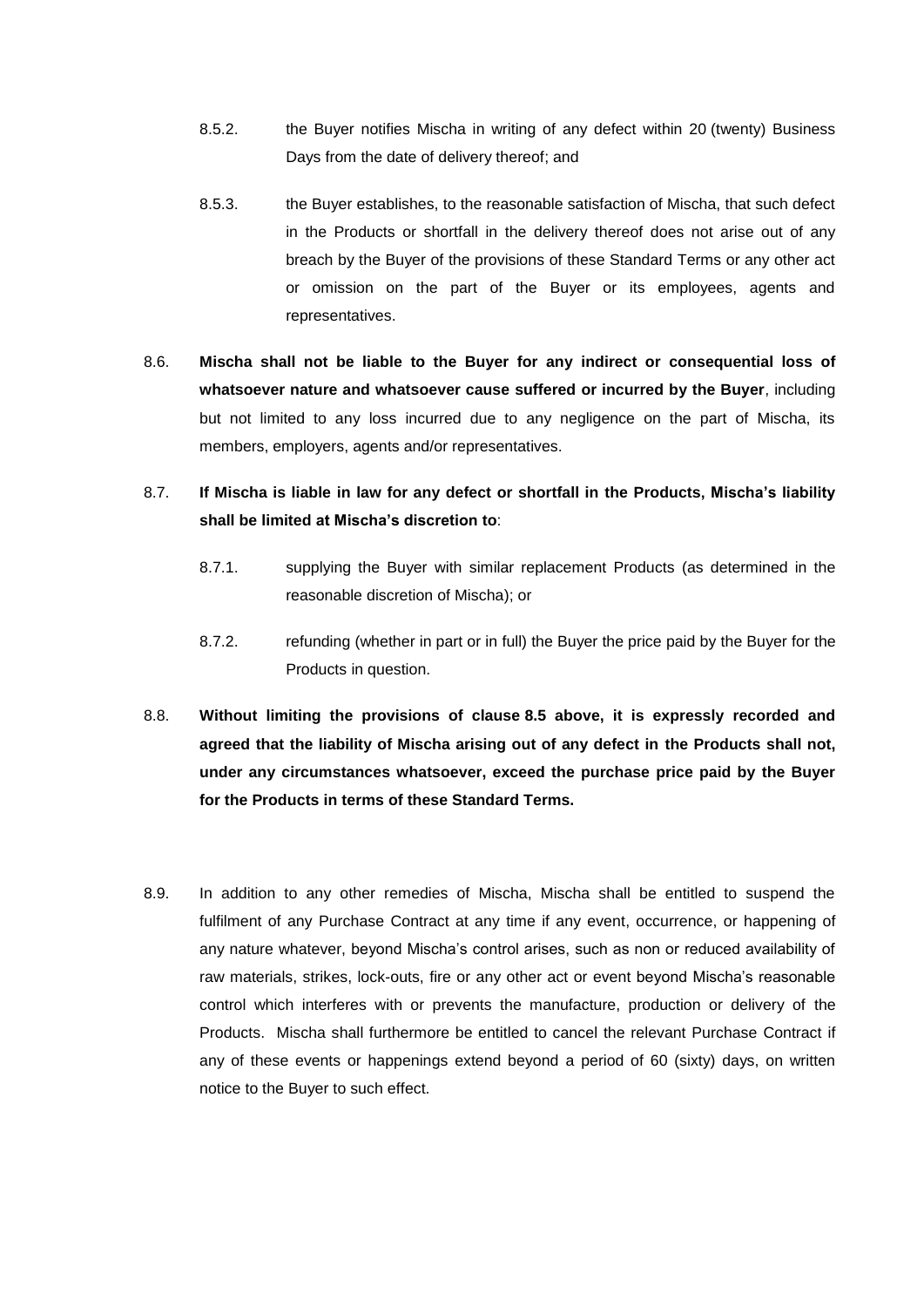8.5.2. the Buyer notifies Mischa in writing of any defect within 20 (twenty) Business Days from the date of delivery thereof; and

8.5.3. the Buyer establishes, to the reasonable satisfaction of Mischa, that such defect in the Products or shortfall in the delivery thereof does not arise out of any breach by the Buyer of the provisions of these Standard Terms or any other act or omission on the part of the Buyer or its employees, agents and representatives.

8.6. **Mischa shall not be liable to the Buyer for any indirect or consequential loss of whatsoever nature and whatsoever cause suffered or incurred by the Buyer**, including but not limited to any loss incurred due to any negligence on the part of Mischa, its members, employers, agents and/or representatives.

8.7. **If Mischa is liable in law for any defect or shortfall in the Products, Mischa's liability shall be limited at Mischa's discretion to**:

8.7.1. supplying the Buyer with similar replacement Products (as determined in the reasonable discretion of Mischa); or

8.7.2. refunding (whether in part or in full) the Buyer the price paid by the Buyer for the Products in question.

8.8. **Without limiting the provisions of clause 8.5 above, it is expressly recorded and agreed that the liability of Mischa arising out of any defect in the Products shall not, under any circumstances whatsoever, exceed the purchase price paid by the Buyer for the Products in terms of these Standard Terms.**

8.9. In addition to any other remedies of Mischa, Mischa shall be entitled to suspend the fulfilment of any Purchase Contract at any time if any event, occurrence, or happening of any nature whatever, beyond Mischa's control arises, such as non or reduced availability of raw materials, strikes, lock-outs, fire or any other act or event beyond Mischa's reasonable control which interferes with or prevents the manufacture, production or delivery of the Products. Mischa shall furthermore be entitled to cancel the relevant Purchase Contract if any of these events or happenings extend beyond a period of 60 (sixty) days, on written notice to the Buyer to such effect.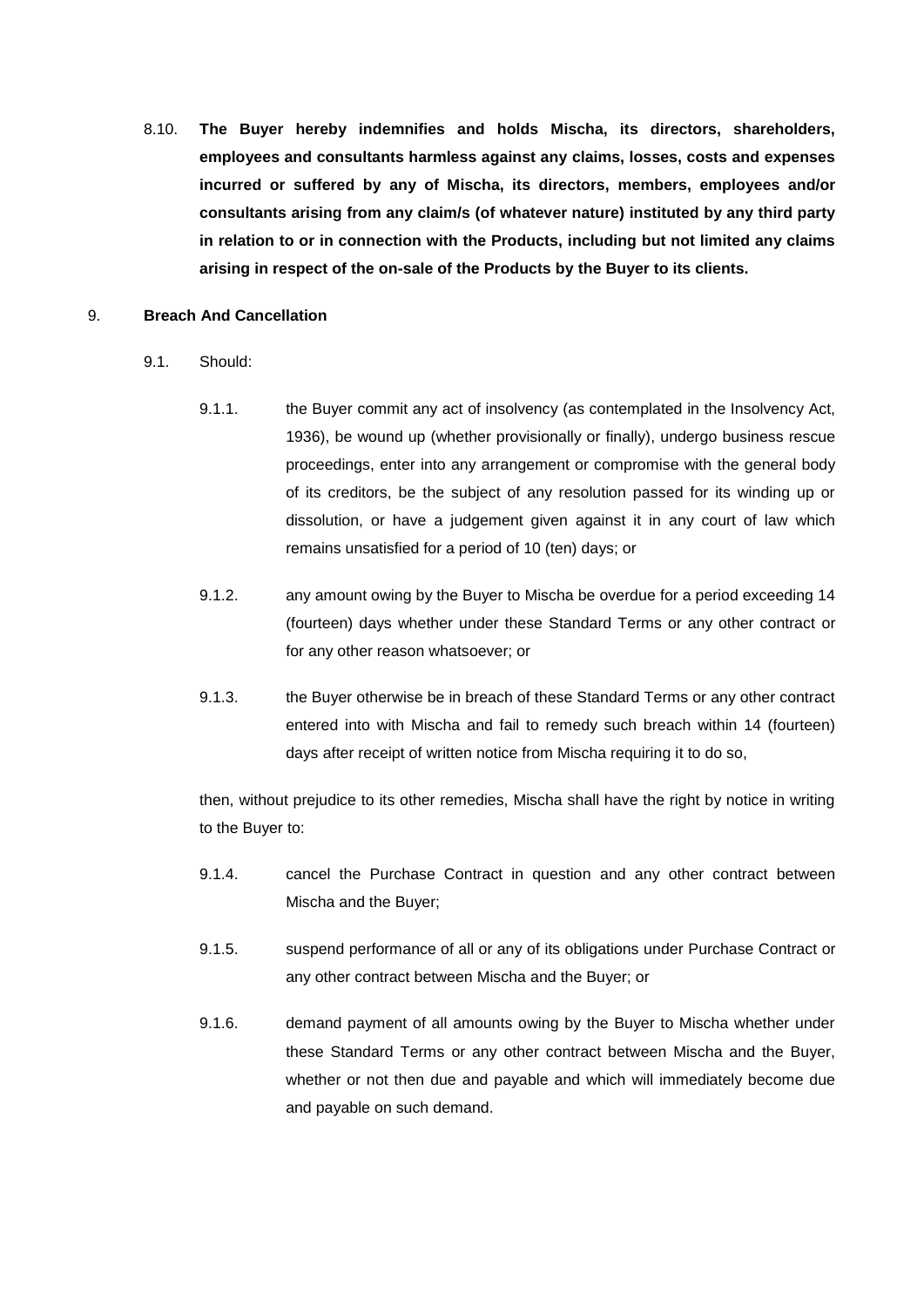8.10. **The Buyer hereby indemnifies and holds Mischa, its directors, shareholders, employees and consultants harmless against any claims, losses, costs and expenses incurred or suffered by any of Mischa, its directors, members, employees and/or consultants arising from any claim/s (of whatever nature) instituted by any third party in relation to or in connection with the Products, including but not limited any claims arising in respect of the on-sale of the Products by the Buyer to its clients.**

9. **Breach And Cancellation**

9.1. Should:

9.1.1. the Buyer commit any act of insolvency (as contemplated in the Insolvency Act, 1936), be wound up (whether provisionally or finally), undergo business rescue proceedings, enter into any arrangement or compromise with the general body of its creditors, be the subject of any resolution passed for its winding up or dissolution, or have a judgement given against it in any court of law which remains unsatisfied for a period of 10 (ten) days; or

9.1.2. any amount owing by the Buyer to Mischa be overdue for a period exceeding 14 (fourteen) days whether under these Standard Terms or any other contract or for any other reason whatsoever; or

9.1.3. the Buyer otherwise be in breach of these Standard Terms or any other contract entered into with Mischa and fail to remedy such breach within 14 (fourteen) days after receipt of written notice from Mischa requiring it to do so,

then, without prejudice to its other remedies, Mischa shall have the right by notice in writing to the Buyer to:

9.1.4. cancel the Purchase Contract in question and any other contract between Mischa and the Buyer;

9.1.5. suspend performance of all or any of its obligations under Purchase Contract or any other contract between Mischa and the Buyer; or

9.1.6. demand payment of all amounts owing by the Buyer to Mischa whether under these Standard Terms or any other contract between Mischa and the Buyer, whether or not then due and payable and which will immediately become due and payable on such demand.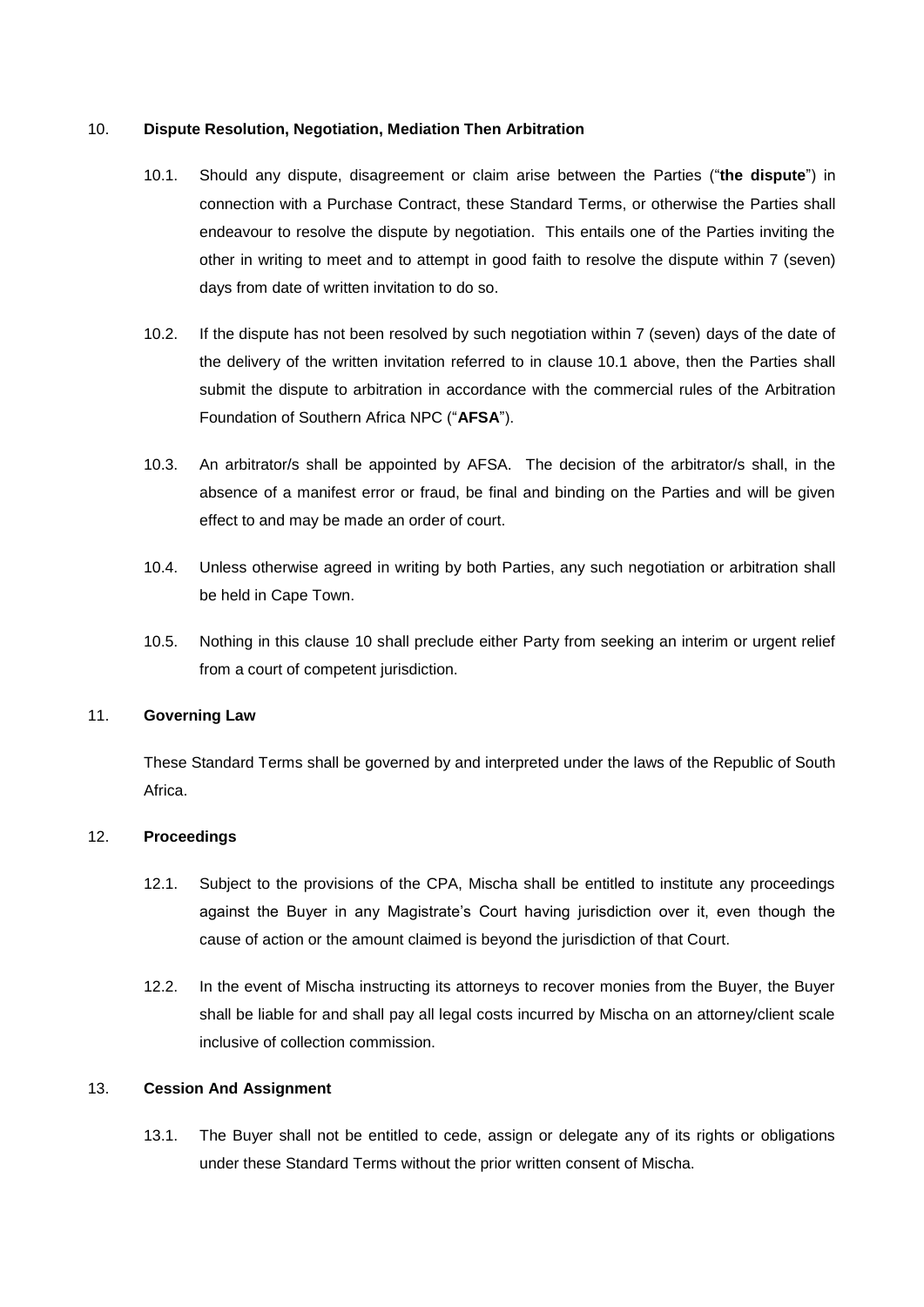## 10. **Dispute Resolution, Negotiation, Mediation Then Arbitration**

10.1. Should any dispute, disagreement or claim arise between the Parties ("**the dispute**") in connection with a Purchase Contract, these Standard Terms, or otherwise the Parties shall endeavour to resolve the dispute by negotiation. This entails one of the Parties inviting the other in writing to meet and to attempt in good faith to resolve the dispute within 7 (seven) days from date of written invitation to do so.

10.2. If the dispute has not been resolved by such negotiation within 7 (seven) days of the date of the delivery of the written invitation referred to in clause 10.1 above, then the Parties shall submit the dispute to arbitration in accordance with the commercial rules of the Arbitration Foundation of Southern Africa NPC ("**AFSA**").

10.3. An arbitrator/s shall be appointed by AFSA. The decision of the arbitrator/s shall, in the absence of a manifest error or fraud, be final and binding on the Parties and will be given effect to and may be made an order of court.

10.4. Unless otherwise agreed in writing by both Parties, any such negotiation or arbitration shall be held in Cape Town.

10.5. Nothing in this clause 10 shall preclude either Party from seeking an interim or urgent relief from a court of competent jurisdiction.

## 11. **Governing Law**

These Standard Terms shall be governed by and interpreted under the laws of the Republic of South Africa.

## 12. **Proceedings**

12.1. Subject to the provisions of the CPA, Mischa shall be entitled to institute any proceedings against the Buyer in any Magistrate's Court having jurisdiction over it, even though the cause of action or the amount claimed is beyond the jurisdiction of that Court.

12.2. In the event of Mischa instructing its attorneys to recover monies from the Buyer, the Buyer shall be liable for and shall pay all legal costs incurred by Mischa on an attorney/client scale inclusive of collection commission.

## 13. **Cession And Assignment**

13.1. The Buyer shall not be entitled to cede, assign or delegate any of its rights or obligations under these Standard Terms without the prior written consent of Mischa.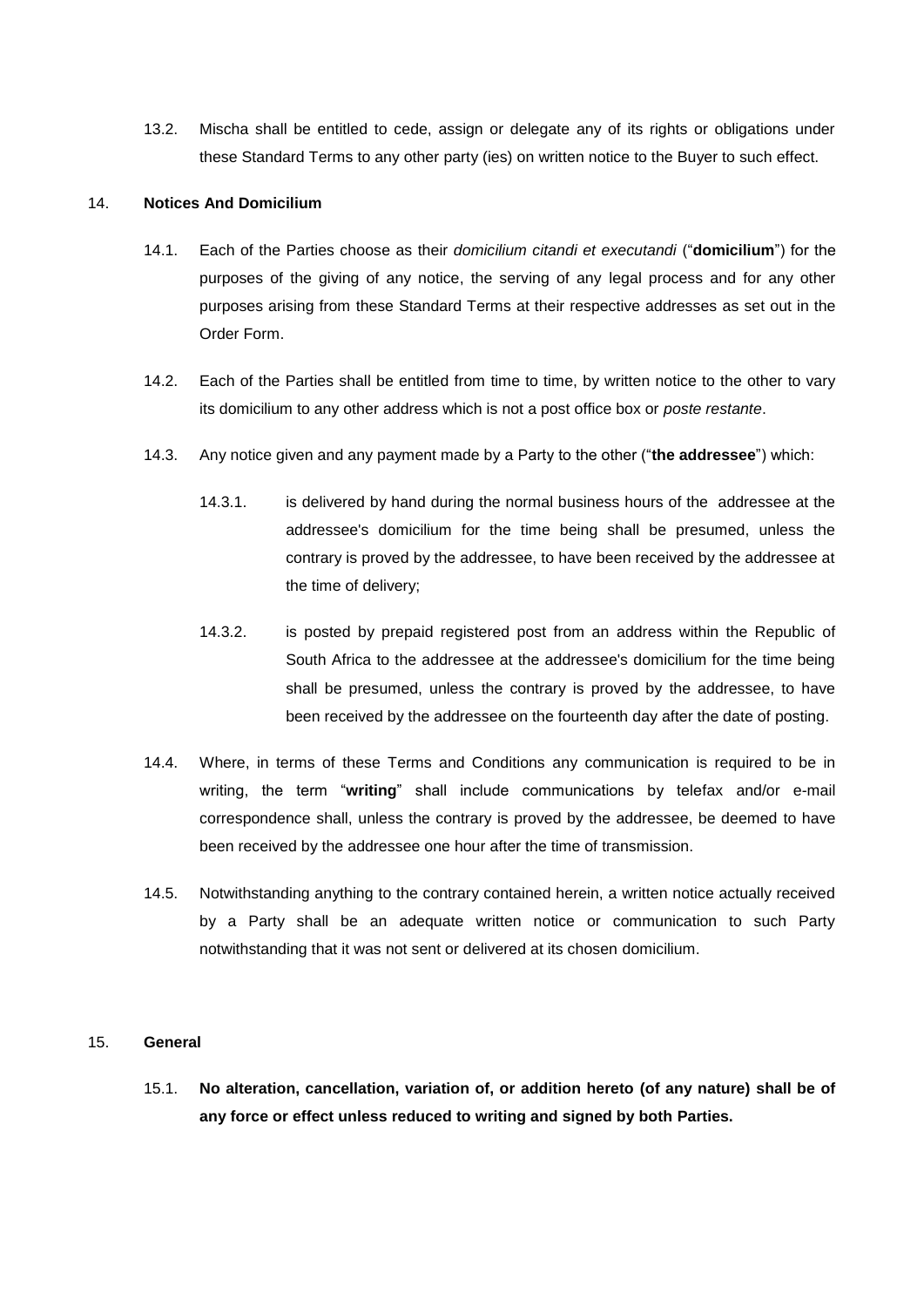13.2. Mischa shall be entitled to cede, assign or delegate any of its rights or obligations under these Standard Terms to any other party (ies) on written notice to the Buyer to such effect.

14. **Notices And Domicilium**

14.1. Each of the Parties choose as their *domicilium citandi et executandi* ("**domicilium**") for the purposes of the giving of any notice, the serving of any legal process and for any other purposes arising from these Standard Terms at their respective addresses as set out in the Order Form.

14.2. Each of the Parties shall be entitled from time to time, by written notice to the other to vary its domicilium to any other address which is not a post office box or *poste restante*.

14.3. Any notice given and any payment made by a Party to the other ("**the addressee**") which:

14.3.1. is delivered by hand during the normal business hours of the addressee at the addressee's domicilium for the time being shall be presumed, unless the contrary is proved by the addressee, to have been received by the addressee at the time of delivery;

14.3.2. is posted by prepaid registered post from an address within the Republic of South Africa to the addressee at the addressee's domicilium for the time being shall be presumed, unless the contrary is proved by the addressee, to have been received by the addressee on the fourteenth day after the date of posting.

14.4. Where, in terms of these Terms and Conditions any communication is required to be in writing, the term "**writing**" shall include communications by telefax and/or e-mail correspondence shall, unless the contrary is proved by the addressee, be deemed to have been received by the addressee one hour after the time of transmission.

14.5. Notwithstanding anything to the contrary contained herein, a written notice actually received by a Party shall be an adequate written notice or communication to such Party notwithstanding that it was not sent or delivered at its chosen domicilium.

15. **General**

15.1. **No alteration, cancellation, variation of, or addition hereto (of any nature) shall be of any force or effect unless reduced to writing and signed by both Parties.**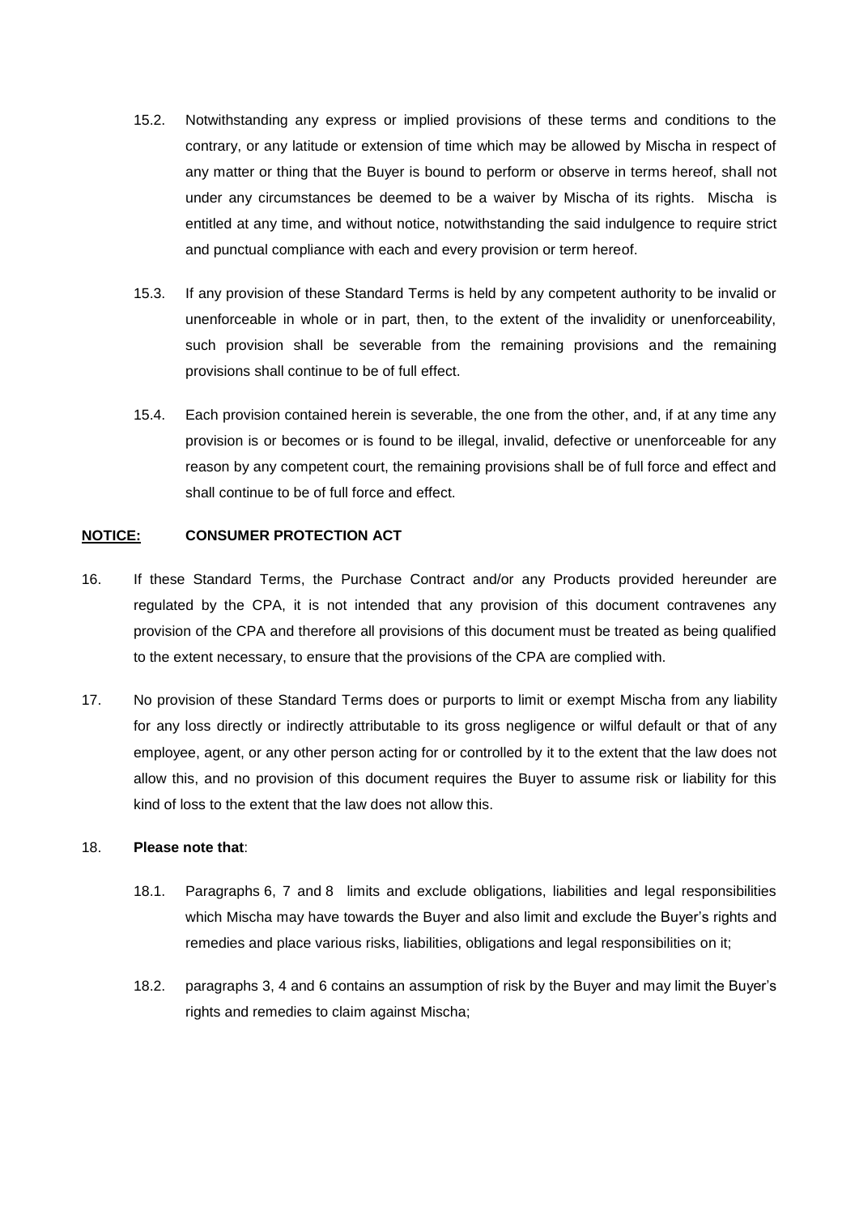15.2. Notwithstanding any express or implied provisions of these terms and conditions to the contrary, or any latitude or extension of time which may be allowed by Mischa in respect of any matter or thing that the Buyer is bound to perform or observe in terms hereof, shall not under any circumstances be deemed to be a waiver by Mischa of its rights. Mischa is entitled at any time, and without notice, notwithstanding the said indulgence to require strict and punctual compliance with each and every provision or term hereof.

15.3. If any provision of these Standard Terms is held by any competent authority to be invalid or unenforceable in whole or in part, then, to the extent of the invalidity or unenforceability, such provision shall be severable from the remaining provisions and the remaining provisions shall continue to be of full effect.

15.4. Each provision contained herein is severable, the one from the other, and, if at any time any provision is or becomes or is found to be illegal, invalid, defective or unenforceable for any reason by any competent court, the remaining provisions shall be of full force and effect and shall continue to be of full force and effect.

**<u>NOTICE:</u> CONSUMER PROTECTION ACT**

16. If these Standard Terms, the Purchase Contract and/or any Products provided hereunder are regulated by the CPA, it is not intended that any provision of this document contravenes any provision of the CPA and therefore all provisions of this document must be treated as being qualified to the extent necessary, to ensure that the provisions of the CPA are complied with.

17. No provision of these Standard Terms does or purports to limit or exempt Mischa from any liability for any loss directly or indirectly attributable to its gross negligence or wilful default or that of any employee, agent, or any other person acting for or controlled by it to the extent that the law does not allow this, and no provision of this document requires the Buyer to assume risk or liability for this kind of loss to the extent that the law does not allow this.

18. **Please note that**:

18.1. Paragraphs 6, 7 and 8 limits and exclude obligations, liabilities and legal responsibilities which Mischa may have towards the Buyer and also limit and exclude the Buyer's rights and remedies and place various risks, liabilities, obligations and legal responsibilities on it;

18.2. paragraphs 3, 4 and 6 contains an assumption of risk by the Buyer and may limit the Buyer's rights and remedies to claim against Mischa;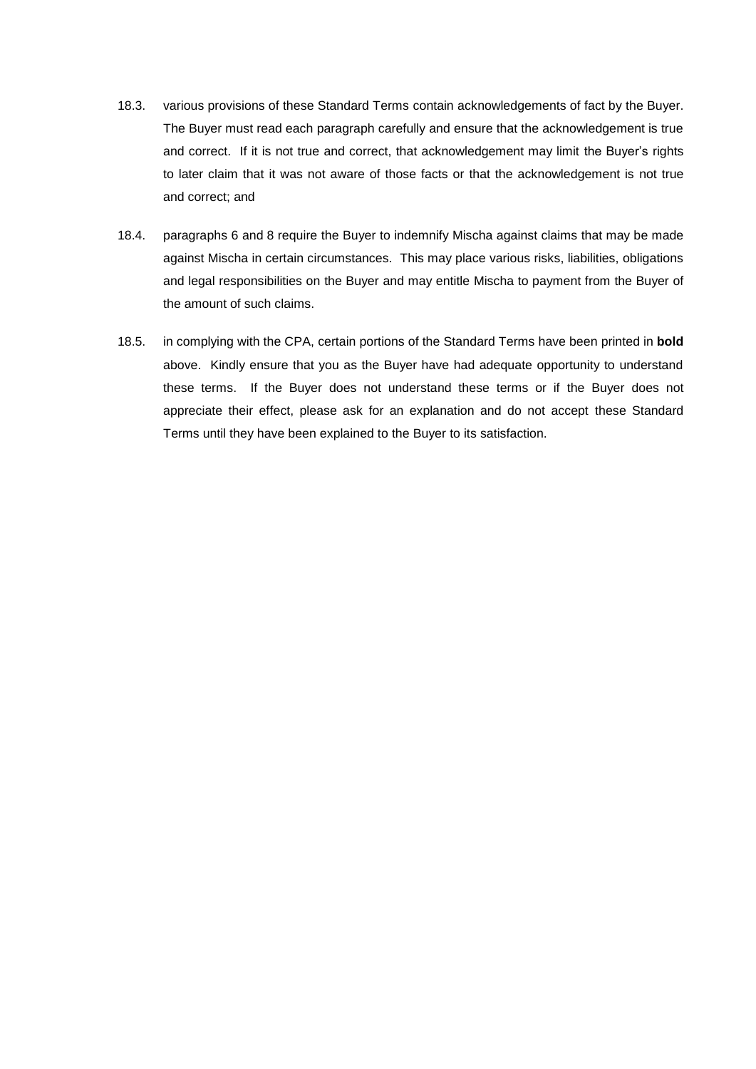18.3. various provisions of these Standard Terms contain acknowledgements of fact by the Buyer. The Buyer must read each paragraph carefully and ensure that the acknowledgement is true and correct. If it is not true and correct, that acknowledgement may limit the Buyer's rights to later claim that it was not aware of those facts or that the acknowledgement is not true and correct; and

18.4. paragraphs 6 and 8 require the Buyer to indemnify Mischa against claims that may be made against Mischa in certain circumstances. This may place various risks, liabilities, obligations and legal responsibilities on the Buyer and may entitle Mischa to payment from the Buyer of the amount of such claims.

18.5. in complying with the CPA, certain portions of the Standard Terms have been printed in **bold** above. Kindly ensure that you as the Buyer have had adequate opportunity to understand these terms. If the Buyer does not understand these terms or if the Buyer does not appreciate their effect, please ask for an explanation and do not accept these Standard Terms until they have been explained to the Buyer to its satisfaction.